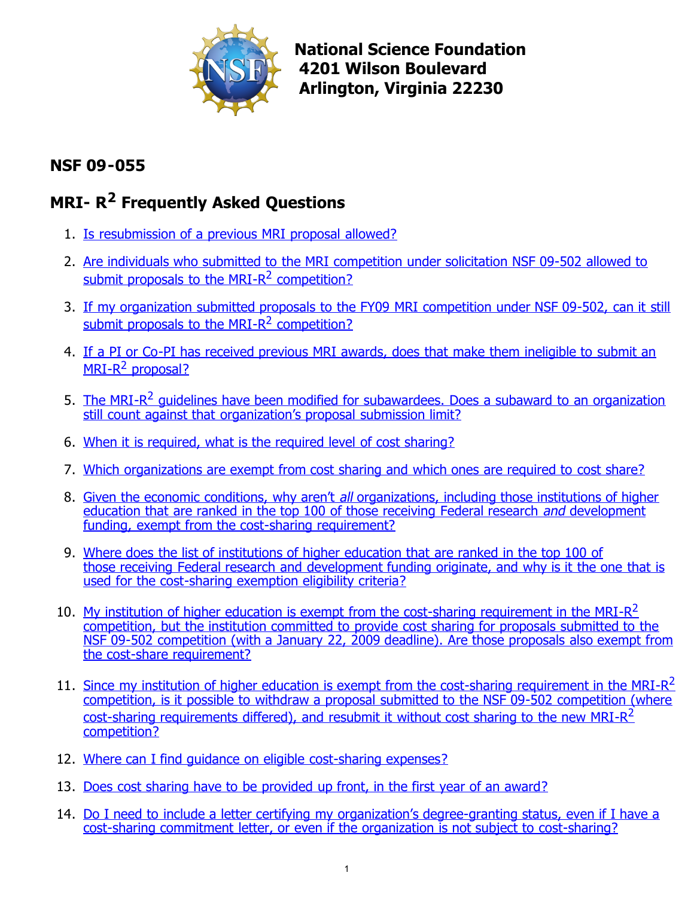**National Science Foundation**
**4201 Wilson Boulevard**
**Arlington, Virginia 22230**

## NSF 09-055

## MRI- $R^2$ Frequently Asked Questions

1. Is resubmission of a previous MRI proposal allowed?
2. Are individuals who submitted to the MRI competition under solicitation NSF 09-502 allowed to submit proposals to the MRI-$R^2$ competition?
3. If my organization submitted proposals to the FY09 MRI competition under NSF 09-502, can it still submit proposals to the MRI-$R^2$ competition?
4. If a PI or Co-PI has received previous MRI awards, does that make them ineligible to submit an MRI-$R^2$ proposal?
5. The MRI-$R^2$ guidelines have been modified for subawardees. Does a subaward to an organization still count against that organization's proposal submission limit?
6. When it is required, what is the required level of cost sharing?
7. Which organizations are exempt from cost sharing and which ones are required to cost share?
8. Given the economic conditions, why aren't *all* organizations, including those institutions of higher education that are ranked in the top 100 of those receiving Federal research *and* development funding, exempt from the cost-sharing requirement?
9. Where does the list of institutions of higher education that are ranked in the top 100 of those receiving Federal research and development funding originate, and why is it the one that is used for the cost-sharing exemption eligibility criteria?
10. My institution of higher education is exempt from the cost-sharing requirement in the MRI-$R^2$ competition, but the institution committed to provide cost sharing for proposals submitted to the NSF 09-502 competition (with a January 22, 2009 deadline). Are those proposals also exempt from the cost-share requirement?
11. Since my institution of higher education is exempt from the cost-sharing requirement in the MRI-$R^2$ competition, is it possible to withdraw a proposal submitted to the NSF 09-502 competition (where cost-sharing requirements differed), and resubmit it without cost sharing to the new MRI-$R^2$ competition?
12. Where can I find guidance on eligible cost-sharing expenses?
13. Does cost sharing have to be provided up front, in the first year of an award?
14. Do I need to include a letter certifying my organization's degree-granting status, even if I have a cost-sharing commitment letter, or even if the organization is not subject to cost-sharing?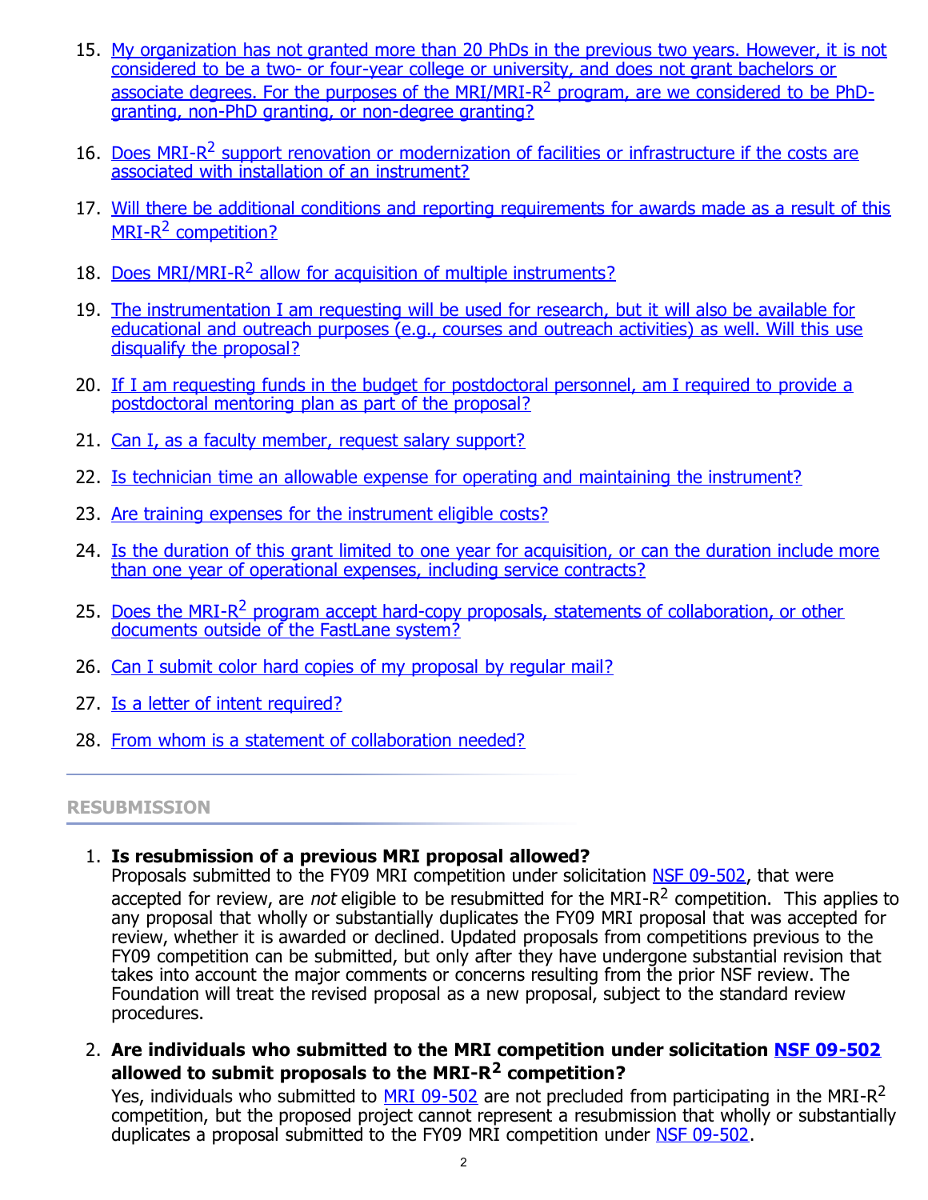15. My organization has not granted more than 20 PhDs in the previous two years. However, it is not considered to be a two- or four-year college or university, and does not grant bachelors or associate degrees. For the purposes of the MRI/MRI-$R^2$ program, are we considered to be PhD-granting, non-PhD granting, or non-degree granting?

16. Does MRI-$R^2$ support renovation or modernization of facilities or infrastructure if the costs are associated with installation of an instrument?

17. Will there be additional conditions and reporting requirements for awards made as a result of this MRI-$R^2$ competition?

18. Does MRI/MRI-$R^2$ allow for acquisition of multiple instruments?

19. The instrumentation I am requesting will be used for research, but it will also be available for educational and outreach purposes (e.g., courses and outreach activities) as well. Will this use disqualify the proposal?

20. If I am requesting funds in the budget for postdoctoral personnel, am I required to provide a postdoctoral mentoring plan as part of the proposal?

21. Can I, as a faculty member, request salary support?

22. Is technician time an allowable expense for operating and maintaining the instrument?

23. Are training expenses for the instrument eligible costs?

24. Is the duration of this grant limited to one year for acquisition, or can the duration include more than one year of operational expenses, including service contracts?

25. Does the MRI-$R^2$ program accept hard-copy proposals, statements of collaboration, or other documents outside of the FastLane system?

26. Can I submit color hard copies of my proposal by regular mail?

27. Is a letter of intent required?

28. From whom is a statement of collaboration needed?

## RESUBMISSION

1. **Is resubmission of a previous MRI proposal allowed?**
   Proposals submitted to the FY09 MRI competition under solicitation NSF 09-502, that were accepted for review, are *not* eligible to be resubmitted for the MRI-$R^2$ competition. This applies to any proposal that wholly or substantially duplicates the FY09 MRI proposal that was accepted for review, whether it is awarded or declined. Updated proposals from competitions previous to the FY09 competition can be submitted, but only after they have undergone substantial revision that takes into account the major comments or concerns resulting from the prior NSF review. The Foundation will treat the revised proposal as a new proposal, subject to the standard review procedures.

2. **Are individuals who submitted to the MRI competition under solicitation NSF 09-502 allowed to submit proposals to the MRI-$R^2$ competition?**
   Yes, individuals who submitted to MRI 09-502 are not precluded from participating in the MRI-$R^2$ competition, but the proposed project cannot represent a resubmission that wholly or substantially duplicates a proposal submitted to the FY09 MRI competition under NSF 09-502.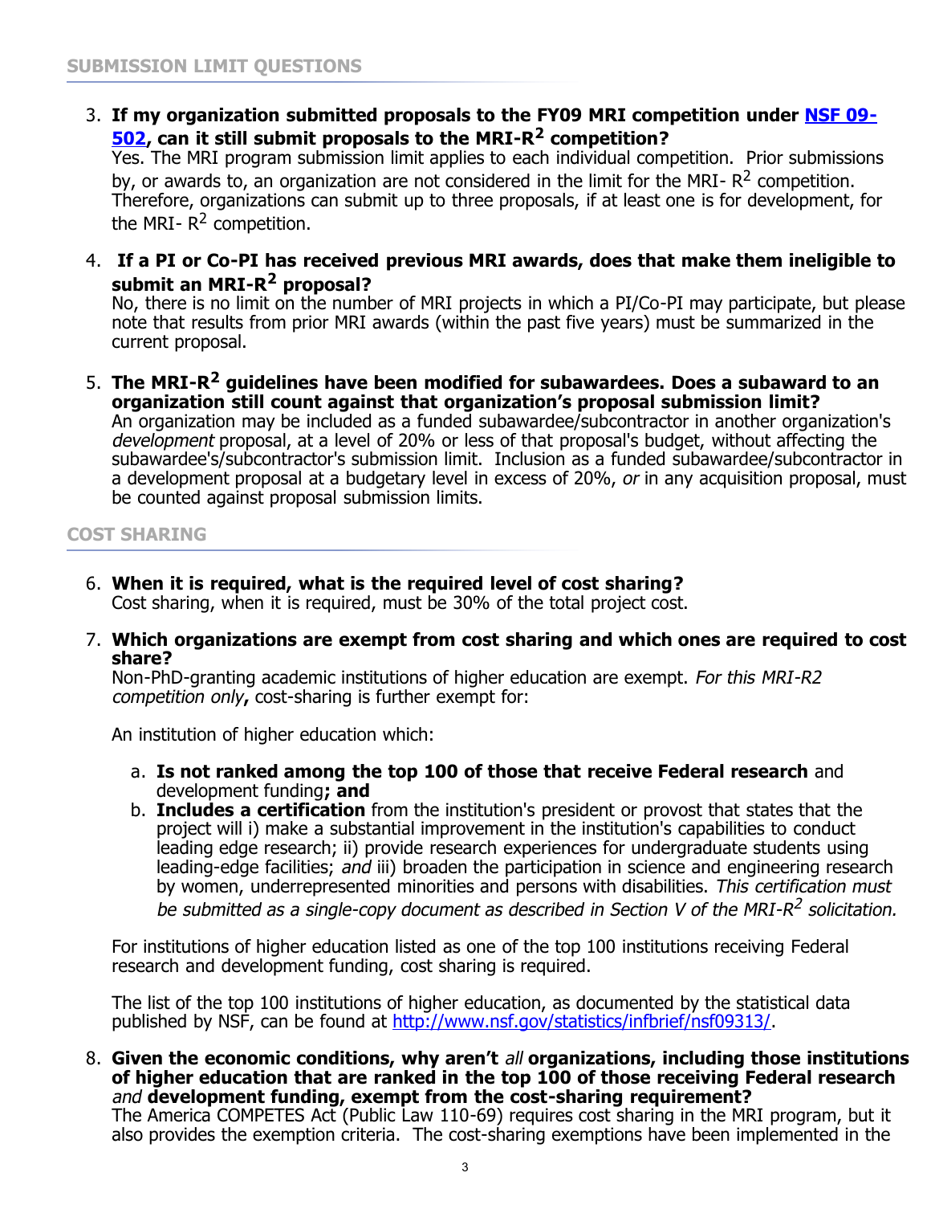## SUBMISSION LIMIT QUESTIONS

3. **If my organization submitted proposals to the FY09 MRI competition under [NSF 09-502](), can it still submit proposals to the MRI-$R^2$ competition?**
   Yes. The MRI program submission limit applies to each individual competition. Prior submissions by, or awards to, an organization are not considered in the limit for the MRI- $R^2$ competition. Therefore, organizations can submit up to three proposals, if at least one is for development, for the MRI- $R^2$ competition.

4. **If a PI or Co-PI has received previous MRI awards, does that make them ineligible to submit an MRI-$R^2$ proposal?**
   No, there is no limit on the number of MRI projects in which a PI/Co-PI may participate, but please note that results from prior MRI awards (within the past five years) must be summarized in the current proposal.

5. **The MRI-$R^2$ guidelines have been modified for subawardees. Does a subaward to an organization still count against that organization's proposal submission limit?**
   An organization may be included as a funded subawardee/subcontractor in another organization's *development* proposal, at a level of 20% or less of that proposal's budget, without affecting the subawardee's/subcontractor's submission limit. Inclusion as a funded subawardee/subcontractor in a development proposal at a budgetary level in excess of 20%, *or* in any acquisition proposal, must be counted against proposal submission limits.

## COST SHARING

6. **When it is required, what is the required level of cost sharing?**
   Cost sharing, when it is required, must be 30% of the total project cost.

7. **Which organizations are exempt from cost sharing and which ones are required to cost share?**
   Non-PhD-granting academic institutions of higher education are exempt. *For this MRI-R2 competition only***,** cost-sharing is further exempt for:

   An institution of higher education which:

   a. **Is not ranked among the top 100 of those that receive Federal research** and development funding**; and**
   b. **Includes a certification** from the institution's president or provost that states that the project will i) make a substantial improvement in the institution's capabilities to conduct leading edge research; ii) provide research experiences for undergraduate students using leading-edge facilities; *and* iii) broaden the participation in science and engineering research by women, underrepresented minorities and persons with disabilities. *This certification must be submitted as a single-copy document as described in Section V of the MRI-$R^2$ solicitation.*

   For institutions of higher education listed as one of the top 100 institutions receiving Federal research and development funding, cost sharing is required.

   The list of the top 100 institutions of higher education, as documented by the statistical data published by NSF, can be found at [http://www.nsf.gov/statistics/infbrief/nsf09313/](http://www.nsf.gov/statistics/infbrief/nsf09313/).

8. **Given the economic conditions, why aren't** *all* **organizations, including those institutions of higher education that are ranked in the top 100 of those receiving Federal research** *and* **development funding, exempt from the cost-sharing requirement?**
   The America COMPETES Act (Public Law 110-69) requires cost sharing in the MRI program, but it also provides the exemption criteria. The cost-sharing exemptions have been implemented in the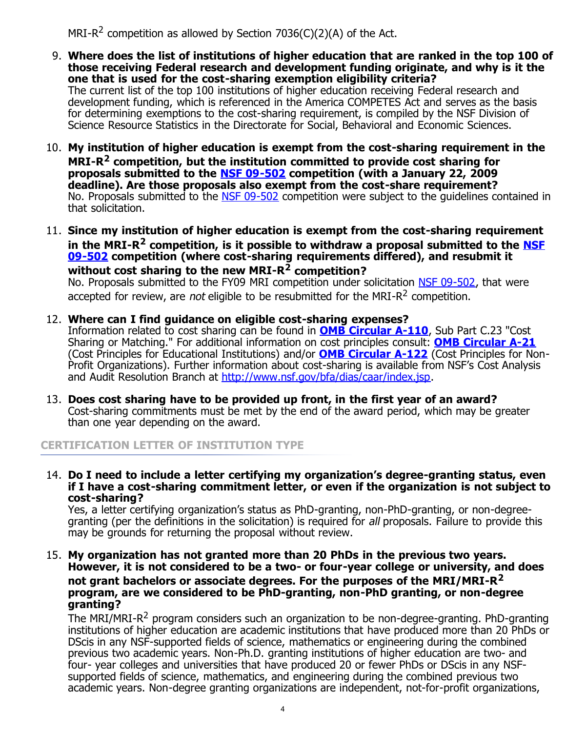MRI-$R^2$ competition as allowed by Section 7036(C)(2)(A) of the Act.

9. **Where does the list of institutions of higher education that are ranked in the top 100 of those receiving Federal research and development funding originate, and why is it the one that is used for the cost-sharing exemption eligibility criteria?**
   The current list of the top 100 institutions of higher education receiving Federal research and development funding, which is referenced in the America COMPETES Act and serves as the basis for determining exemptions to the cost-sharing requirement, is compiled by the NSF Division of Science Resource Statistics in the Directorate for Social, Behavioral and Economic Sciences.

10. **My institution of higher education is exempt from the cost-sharing requirement in the MRI-$R^2$ competition, but the institution committed to provide cost sharing for proposals submitted to the NSF 09-502 competition (with a January 22, 2009 deadline). Are those proposals also exempt from the cost-share requirement?**
    No. Proposals submitted to the NSF 09-502 competition were subject to the guidelines contained in that solicitation.

11. **Since my institution of higher education is exempt from the cost-sharing requirement in the MRI-$R^2$ competition, is it possible to withdraw a proposal submitted to the NSF 09-502 competition (where cost-sharing requirements differed), and resubmit it without cost sharing to the new MRI-$R^2$ competition?**
    No. Proposals submitted to the FY09 MRI competition under solicitation NSF 09-502, that were accepted for review, are *not* eligible to be resubmitted for the MRI-$R^2$ competition.

12. **Where can I find guidance on eligible cost-sharing expenses?**
    Information related to cost sharing can be found in **OMB Circular A-110**, Sub Part C.23 "Cost Sharing or Matching." For additional information on cost principles consult: **OMB Circular A-21** (Cost Principles for Educational Institutions) and/or **OMB Circular A-122** (Cost Principles for Non-Profit Organizations). Further information about cost-sharing is available from NSF's Cost Analysis and Audit Resolution Branch at http://www.nsf.gov/bfa/dias/caar/index.jsp.

13. **Does cost sharing have to be provided up front, in the first year of an award?**
    Cost-sharing commitments must be met by the end of the award period, which may be greater than one year depending on the award.

## CERTIFICATION LETTER OF INSTITUTION TYPE

14. **Do I need to include a letter certifying my organization's degree-granting status, even if I have a cost-sharing commitment letter, or even if the organization is not subject to cost-sharing?**
    Yes, a letter certifying organization's status as PhD-granting, non-PhD-granting, or non-degree-granting (per the definitions in the solicitation) is required for *all* proposals. Failure to provide this may be grounds for returning the proposal without review.

15. **My organization has not granted more than 20 PhDs in the previous two years. However, it is not considered to be a two- or four-year college or university, and does not grant bachelors or associate degrees. For the purposes of the MRI/MRI-$R^2$ program, are we considered to be PhD-granting, non-PhD granting, or non-degree granting?**
    The MRI/MRI-$R^2$ program considers such an organization to be non-degree-granting. PhD-granting institutions of higher education are academic institutions that have produced more than 20 PhDs or DScis in any NSF-supported fields of science, mathematics or engineering during the combined previous two academic years. Non-Ph.D. granting institutions of higher education are two- and four- year colleges and universities that have produced 20 or fewer PhDs or DScis in any NSF-supported fields of science, mathematics, and engineering during the combined previous two academic years. Non-degree granting organizations are independent, not-for-profit organizations,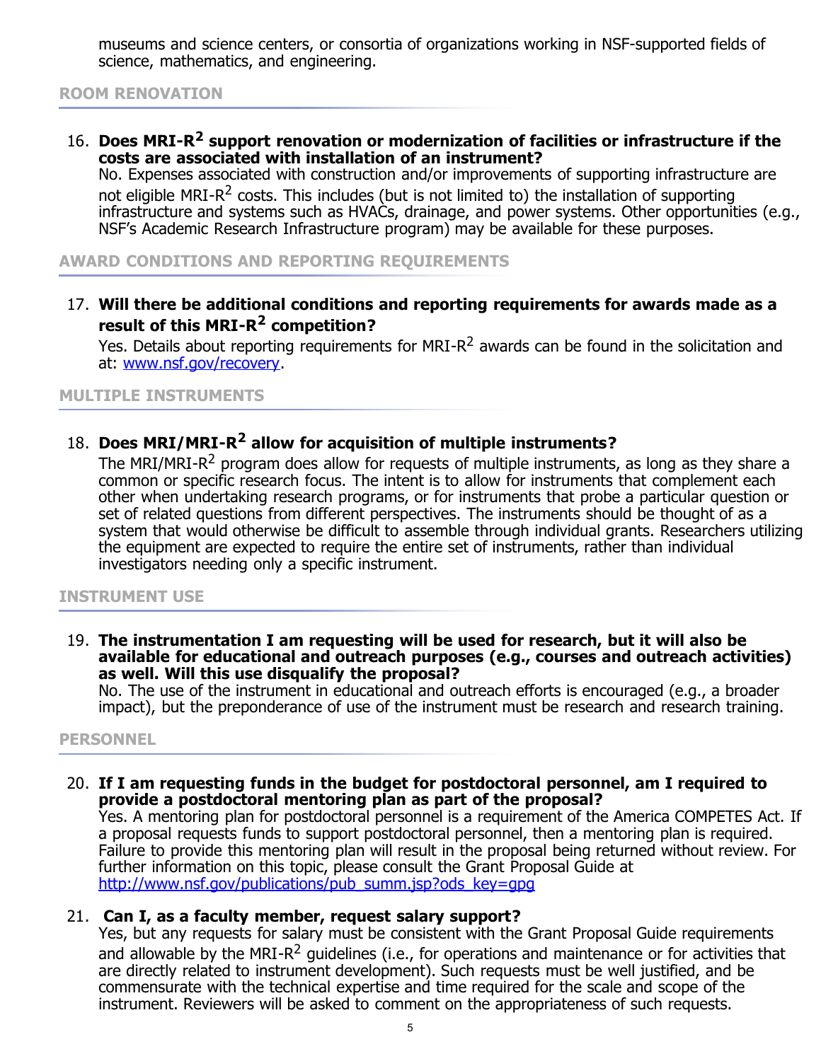museums and science centers, or consortia of organizations working in NSF-supported fields of science, mathematics, and engineering.

## ROOM RENOVATION

16. **Does MRI-$R^2$ support renovation or modernization of facilities or infrastructure if the costs are associated with installation of an instrument?**
    No. Expenses associated with construction and/or improvements of supporting infrastructure are not eligible MRI-$R^2$ costs. This includes (but is not limited to) the installation of supporting infrastructure and systems such as HVACs, drainage, and power systems. Other opportunities (e.g., NSF's Academic Research Infrastructure program) may be available for these purposes.

## AWARD CONDITIONS AND REPORTING REQUIREMENTS

17. **Will there be additional conditions and reporting requirements for awards made as a result of this MRI-$R^2$ competition?**
    Yes. Details about reporting requirements for MRI-$R^2$ awards can be found in the solicitation and at: [www.nsf.gov/recovery](www.nsf.gov/recovery).

## MULTIPLE INSTRUMENTS

18. **Does MRI/MRI-$R^2$ allow for acquisition of multiple instruments?**
    The MRI/MRI-$R^2$ program does allow for requests of multiple instruments, as long as they share a common or specific research focus. The intent is to allow for instruments that complement each other when undertaking research programs, or for instruments that probe a particular question or set of related questions from different perspectives. The instruments should be thought of as a system that would otherwise be difficult to assemble through individual grants. Researchers utilizing the equipment are expected to require the entire set of instruments, rather than individual investigators needing only a specific instrument.

## INSTRUMENT USE

19. **The instrumentation I am requesting will be used for research, but it will also be available for educational and outreach purposes (e.g., courses and outreach activities) as well. Will this use disqualify the proposal?**
    No. The use of the instrument in educational and outreach efforts is encouraged (e.g., a broader impact), but the preponderance of use of the instrument must be research and research training.

## PERSONNEL

20. **If I am requesting funds in the budget for postdoctoral personnel, am I required to provide a postdoctoral mentoring plan as part of the proposal?**
    Yes. A mentoring plan for postdoctoral personnel is a requirement of the America COMPETES Act. If a proposal requests funds to support postdoctoral personnel, then a mentoring plan is required. Failure to provide this mentoring plan will result in the proposal being returned without review. For further information on this topic, please consult the Grant Proposal Guide at [http://www.nsf.gov/publications/pub_summ.jsp?ods_key=gpg](http://www.nsf.gov/publications/pub_summ.jsp?ods_key=gpg)

21. **Can I, as a faculty member, request salary support?**
    Yes, but any requests for salary must be consistent with the Grant Proposal Guide requirements and allowable by the MRI-$R^2$ guidelines (i.e., for operations and maintenance or for activities that are directly related to instrument development). Such requests must be well justified, and be commensurate with the technical expertise and time required for the scale and scope of the instrument. Reviewers will be asked to comment on the appropriateness of such requests.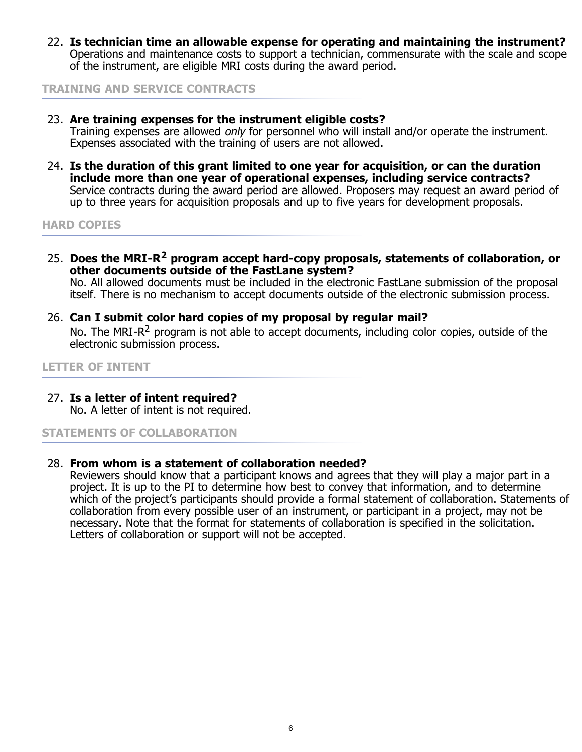22. **Is technician time an allowable expense for operating and maintaining the instrument?** Operations and maintenance costs to support a technician, commensurate with the scale and scope of the instrument, are eligible MRI costs during the award period.

## TRAINING AND SERVICE CONTRACTS

23. **Are training expenses for the instrument eligible costs?** Training expenses are allowed *only* for personnel who will install and/or operate the instrument. Expenses associated with the training of users are not allowed.

24. **Is the duration of this grant limited to one year for acquisition, or can the duration include more than one year of operational expenses, including service contracts?** Service contracts during the award period are allowed. Proposers may request an award period of up to three years for acquisition proposals and up to five years for development proposals.

## HARD COPIES

25. **Does the MRI-R$^2$ program accept hard-copy proposals, statements of collaboration, or other documents outside of the FastLane system?** No. All allowed documents must be included in the electronic FastLane submission of the proposal itself. There is no mechanism to accept documents outside of the electronic submission process.

26. **Can I submit color hard copies of my proposal by regular mail?** No. The MRI-R$^2$ program is not able to accept documents, including color copies, outside of the electronic submission process.

## LETTER OF INTENT

27. **Is a letter of intent required?** No. A letter of intent is not required.

## STATEMENTS OF COLLABORATION

28. **From whom is a statement of collaboration needed?** Reviewers should know that a participant knows and agrees that they will play a major part in a project. It is up to the PI to determine how best to convey that information, and to determine which of the project's participants should provide a formal statement of collaboration. Statements of collaboration from every possible user of an instrument, or participant in a project, may not be necessary. Note that the format for statements of collaboration is specified in the solicitation. Letters of collaboration or support will not be accepted.